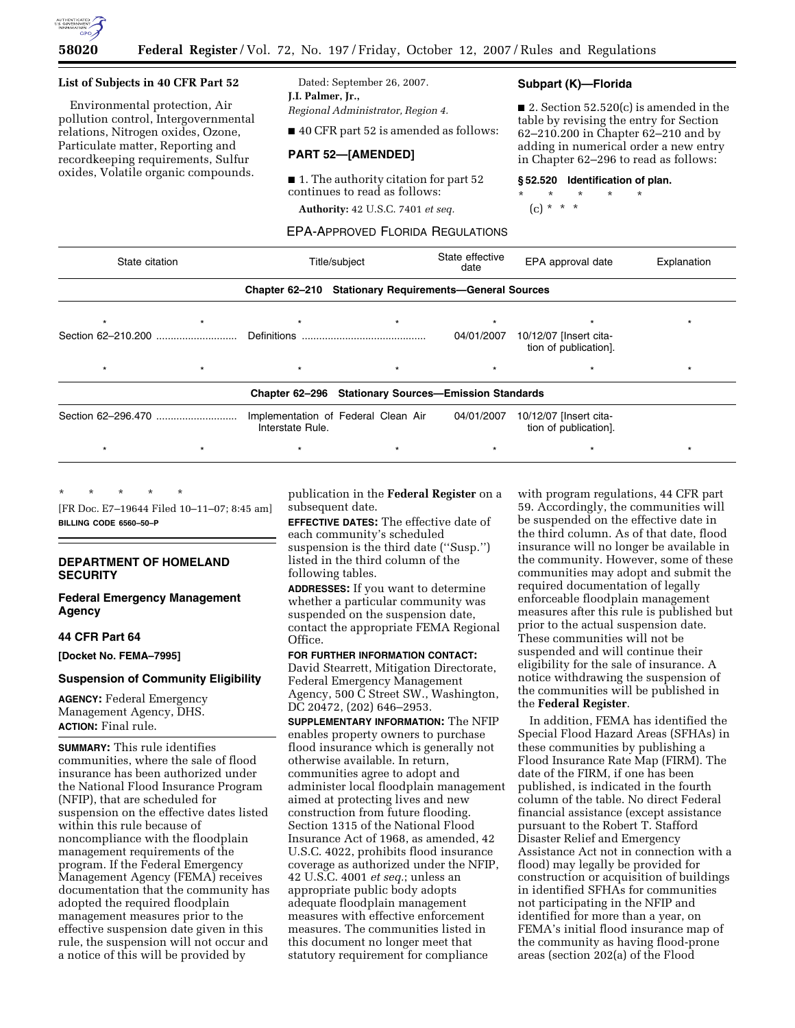**List of Subjects in 40 CFR Part 52**

Environmental protection, Air pollution control, Intergovernmental relations, Nitrogen oxides, Ozone, Particulate matter, Reporting and recordkeeping requirements, Sulfur oxides, Volatile organic compounds.

Dated: September 26, 2007.

**J.I. Palmer, Jr.,**

*Regional Administrator, Region 4.*

■ 40 CFR part 52 is amended as follows:

## PART 52—[AMENDED]

■ 1. The authority citation for part 52 continues to read as follows:

**Authority:** 42 U.S.C. 7401 *et seq.*

### Subpart (K)—Florida

■ 2. Section 52.520(c) is amended in the table by revising the entry for Section 62–210.200 in Chapter 62–210 and by adding in numerical order a new entry in Chapter 62–296 to read as follows:

**§ 52.520 Identification of plan.**

\* \* \* \* \*

(c) \* \* \*

EPA-APPROVED FLORIDA REGULATIONS

| State citation | Title/subject | State effective date | EPA approval date | Explanation |
|---|---|---|---|---|
| **Chapter 62–210 Stationary Requirements—General Sources** | | | | |
| * * | * * | * | * | * |
| Section 62–210.200 | Definitions | 04/01/2007 | 10/12/07 [Insert citation of publication]. | |
| * * | * * | * | * | * |
| **Chapter 62–296 Stationary Sources—Emission Standards** | | | | |
| Section 62–296.470 | Implementation of Federal Clean Air Interstate Rule. | 04/01/2007 | 10/12/07 [Insert citation of publication]. | |
| * * | * * | * | * | * |

\* \* \* \* \*

[FR Doc. E7–19644 Filed 10–11–07; 8:45 am]

**BILLING CODE 6560–50–P**

## DEPARTMENT OF HOMELAND SECURITY

### Federal Emergency Management Agency

### 44 CFR Part 64

**[Docket No. FEMA–7995]**

### Suspension of Community Eligibility

**AGENCY:** Federal Emergency Management Agency, DHS.

**ACTION:** Final rule.

**SUMMARY:** This rule identifies communities, where the sale of flood insurance has been authorized under the National Flood Insurance Program (NFIP), that are scheduled for suspension on the effective dates listed within this rule because of noncompliance with the floodplain management requirements of the program. If the Federal Emergency Management Agency (FEMA) receives documentation that the community has adopted the required floodplain management measures prior to the effective suspension date given in this rule, the suspension will not occur and a notice of this will be provided by publication in the **Federal Register** on a subsequent date.

**EFFECTIVE DATES:** The effective date of each community's scheduled suspension is the third date (''Susp.'') listed in the third column of the following tables.

**ADDRESSES:** If you want to determine whether a particular community was suspended on the suspension date, contact the appropriate FEMA Regional Office.

**FOR FURTHER INFORMATION CONTACT:** David Stearrett, Mitigation Directorate, Federal Emergency Management Agency, 500 C Street SW., Washington, DC 20472, (202) 646–2953.

**SUPPLEMENTARY INFORMATION:** The NFIP enables property owners to purchase flood insurance which is generally not otherwise available. In return, communities agree to adopt and administer local floodplain management aimed at protecting lives and new construction from future flooding. Section 1315 of the National Flood Insurance Act of 1968, as amended, 42 U.S.C. 4022, prohibits flood insurance coverage as authorized under the NFIP, 42 U.S.C. 4001 *et seq.*; unless an appropriate public body adopts adequate floodplain management measures with effective enforcement measures. The communities listed in this document no longer meet that statutory requirement for compliance with program regulations, 44 CFR part 59. Accordingly, the communities will be suspended on the effective date in the third column. As of that date, flood insurance will no longer be available in the community. However, some of these communities may adopt and submit the required documentation of legally enforceable floodplain management measures after this rule is published but prior to the actual suspension date. These communities will not be suspended and will continue their eligibility for the sale of insurance. A notice withdrawing the suspension of the communities will be published in the **Federal Register**.

In addition, FEMA has identified the Special Flood Hazard Areas (SFHAs) in these communities by publishing a Flood Insurance Rate Map (FIRM). The date of the FIRM, if one has been published, is indicated in the fourth column of the table. No direct Federal financial assistance (except assistance pursuant to the Robert T. Stafford Disaster Relief and Emergency Assistance Act not in connection with a flood) may legally be provided for construction or acquisition of buildings in identified SFHAs for communities not participating in the NFIP and identified for more than a year, on FEMA's initial flood insurance map of the community as having flood-prone areas (section 202(a) of the Flood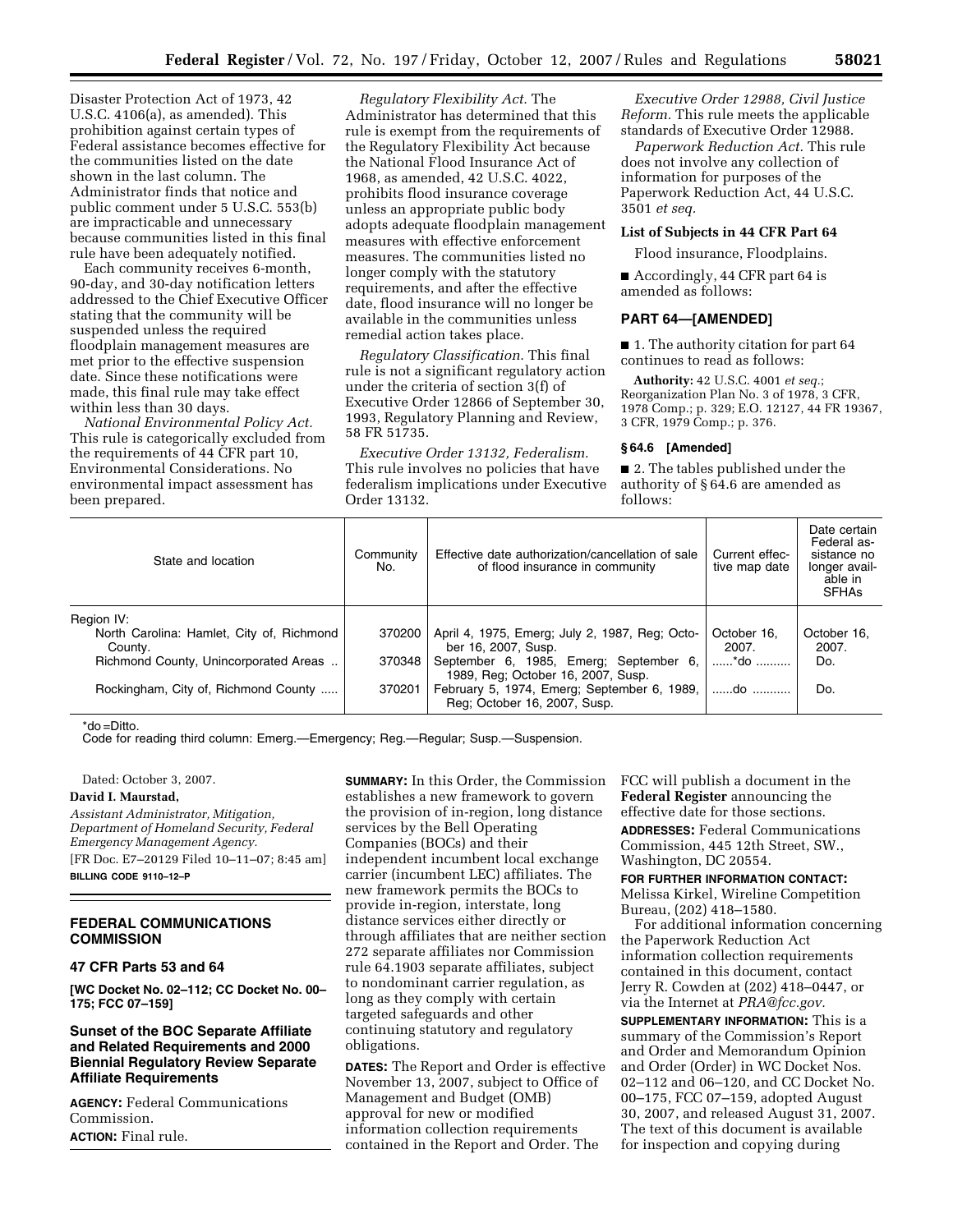Disaster Protection Act of 1973, 42 U.S.C. 4106(a), as amended). This prohibition against certain types of Federal assistance becomes effective for the communities listed on the date shown in the last column. The Administrator finds that notice and public comment under 5 U.S.C. 553(b) are impracticable and unnecessary because communities listed in this final rule have been adequately notified.

Each community receives 6-month, 90-day, and 30-day notification letters addressed to the Chief Executive Officer stating that the community will be suspended unless the required floodplain management measures are met prior to the effective suspension date. Since these notifications were made, this final rule may take effect within less than 30 days.

*National Environmental Policy Act.* This rule is categorically excluded from the requirements of 44 CFR part 10, Environmental Considerations. No environmental impact assessment has been prepared.

*Regulatory Flexibility Act.* The Administrator has determined that this rule is exempt from the requirements of the Regulatory Flexibility Act because the National Flood Insurance Act of 1968, as amended, 42 U.S.C. 4022, prohibits flood insurance coverage unless an appropriate public body adopts adequate floodplain management measures with effective enforcement measures. The communities listed no longer comply with the statutory requirements, and after the effective date, flood insurance will no longer be available in the communities unless remedial action takes place.

*Regulatory Classification.* This final rule is not a significant regulatory action under the criteria of section 3(f) of Executive Order 12866 of September 30, 1993, Regulatory Planning and Review, 58 FR 51735.

*Executive Order 13132, Federalism.* This rule involves no policies that have federalism implications under Executive Order 13132.

*Executive Order 12988, Civil Justice Reform.* This rule meets the applicable standards of Executive Order 12988.

*Paperwork Reduction Act.* This rule does not involve any collection of information for purposes of the Paperwork Reduction Act, 44 U.S.C. 3501 *et seq.*

**List of Subjects in 44 CFR Part 64**

Flood insurance, Floodplains.

■ Accordingly, 44 CFR part 64 is amended as follows:

**PART 64—[AMENDED]**

■ 1. The authority citation for part 64 continues to read as follows:

**Authority:** 42 U.S.C. 4001 *et seq.*; Reorganization Plan No. 3 of 1978, 3 CFR, 1978 Comp.; p. 329; E.O. 12127, 44 FR 19367, 3 CFR, 1979 Comp.; p. 376.

**§ 64.6 [Amended]**

■ 2. The tables published under the authority of § 64.6 are amended as follows:

| State and location | Community No. | Effective date authorization/cancellation of sale of flood insurance in community | Current effective map date | Date certain Federal assistance no longer available in SFHAs |
|---|---|---|---|---|
| Region IV: | | | | |
| North Carolina: Hamlet, City of, Richmond County. | 370200 | April 4, 1975, Emerg; July 2, 1987, Reg; October 16, 2007, Susp. | October 16, 2007. | October 16, 2007. |
| Richmond County, Unincorporated Areas .. | 370348 | September 6, 1985, Emerg; September 6, 1989, Reg; October 16, 2007, Susp. | ......*do .......... | Do. |
| Rockingham, City of, Richmond County ..... | 370201 | February 5, 1974, Emerg; September 6, 1989, Reg; October 16, 2007, Susp. | ......do ........... | Do. |

*do =Ditto.

Code for reading third column: Emerg.—Emergency; Reg.—Regular; Susp.—Suspension.

Dated: October 3, 2007.

**David I. Maurstad,**

*Assistant Administrator, Mitigation, Department of Homeland Security, Federal Emergency Management Agency.*

[FR Doc. E7–20129 Filed 10–11–07; 8:45 am]

**BILLING CODE 9110–12–P**

## FEDERAL COMMUNICATIONS COMMISSION

### 47 CFR Parts 53 and 64

**[WC Docket No. 02–112; CC Docket No. 00–175; FCC 07–159]**

### Sunset of the BOC Separate Affiliate and Related Requirements and 2000 Biennial Regulatory Review Separate Affiliate Requirements

**AGENCY:** Federal Communications Commission.

**ACTION:** Final rule.

**SUMMARY:** In this Order, the Commission establishes a new framework to govern the provision of in-region, long distance services by the Bell Operating Companies (BOCs) and their independent incumbent local exchange carrier (incumbent LEC) affiliates. The new framework permits the BOCs to provide in-region, interstate, long distance services either directly or through affiliates that are neither section 272 separate affiliates nor Commission rule 64.1903 separate affiliates, subject to nondominant carrier regulation, as long as they comply with certain targeted safeguards and other continuing statutory and regulatory obligations.

**DATES:** The Report and Order is effective November 13, 2007, subject to Office of Management and Budget (OMB) approval for new or modified information collection requirements contained in the Report and Order. The FCC will publish a document in the **Federal Register** announcing the effective date for those sections.

**ADDRESSES:** Federal Communications Commission, 445 12th Street, SW., Washington, DC 20554.

**FOR FURTHER INFORMATION CONTACT:** Melissa Kirkel, Wireline Competition Bureau, (202) 418–1580.

For additional information concerning the Paperwork Reduction Act information collection requirements contained in this document, contact Jerry R. Cowden at (202) 418–0447, or via the Internet at *PRA@fcc.gov.*

**SUPPLEMENTARY INFORMATION:** This is a summary of the Commission's Report and Order and Memorandum Opinion and Order (Order) in WC Docket Nos. 02–112 and 06–120, and CC Docket No. 00–175, FCC 07–159, adopted August 30, 2007, and released August 31, 2007. The text of this document is available for inspection and copying during